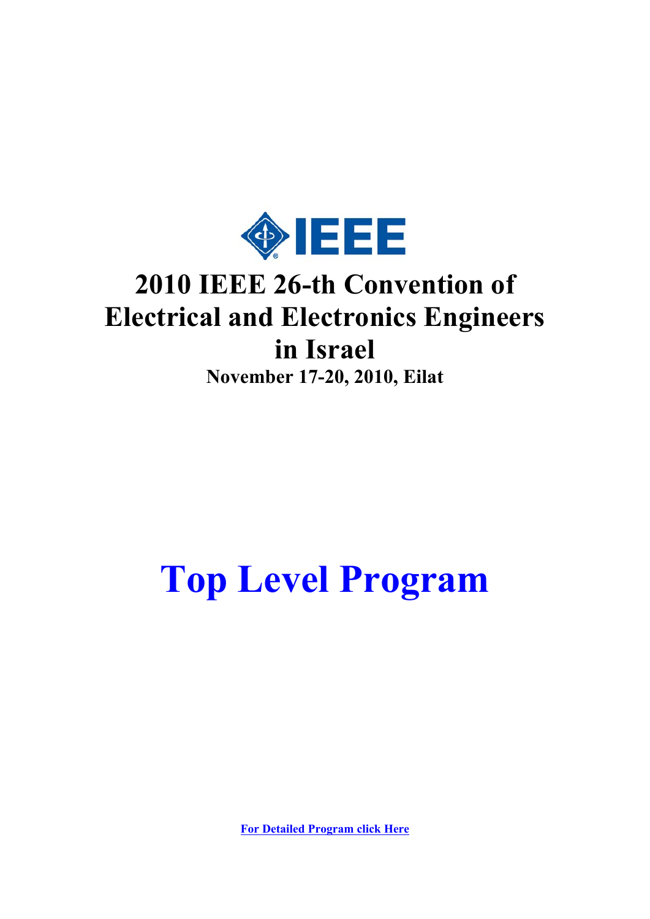IEEE

# 2010 IEEE 26-th Convention of Electrical and Electronics Engineers in Israel

**November 17-20, 2010, Eilat**

# Top Level Program

**For Detailed Program click Here**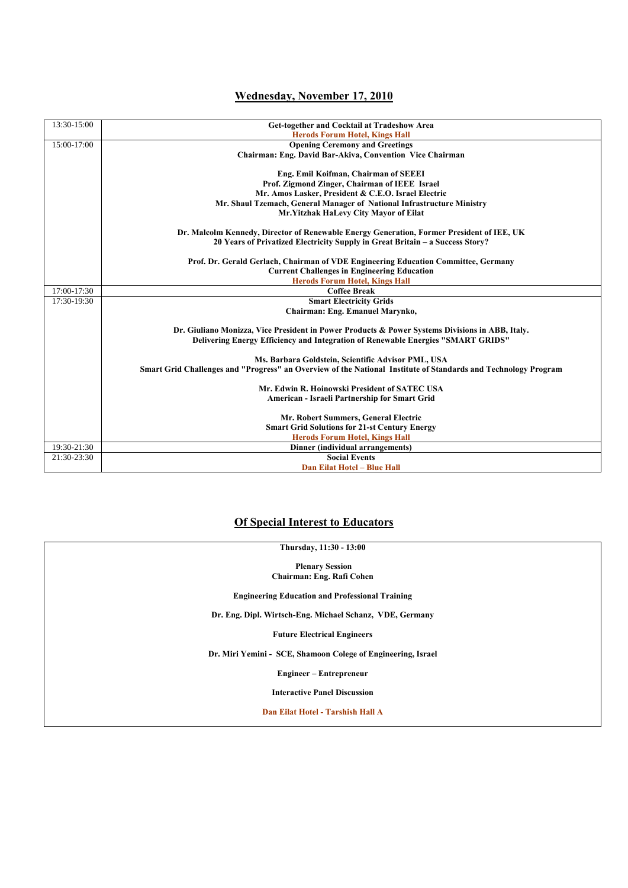## Wednesday, November 17, 2010

| | |
|---|---|
| 13:30-15:00 | **Get-together and Cocktail at Tradeshow Area**<br>**Herods Forum Hotel, Kings Hall** |
| 15:00-17:00 | **Opening Ceremony and Greetings**<br>**Chairman: Eng. David Bar-Akiva, Convention Vice Chairman**<br><br>**Eng. Emil Koifman, Chairman of SEEEI**<br>**Prof. Zigmond Zinger, Chairman of IEEE Israel**<br>**Mr. Amos Lasker, President & C.E.O. Israel Electric**<br>**Mr. Shaul Tzemach, General Manager of National Infrastructure Ministry**<br>**Mr.Yitzhak HaLevy City Mayor of Eilat**<br><br>**Dr. Malcolm Kennedy, Director of Renewable Energy Generation, Former President of IEE, UK**<br>**20 Years of Privatized Electricity Supply in Great Britain – a Success Story?**<br><br>**Prof. Dr. Gerald Gerlach, Chairman of VDE Engineering Education Committee, Germany**<br>**Current Challenges in Engineering Education**<br>**Herods Forum Hotel, Kings Hall** |
| 17:00-17:30 | **Coffee Break** |
| 17:30-19:30 | **Smart Electricity Grids**<br>**Chairman: Eng. Emanuel Marynko,**<br><br>**Dr. Giuliano Monizza, Vice President in Power Products & Power Systems Divisions in ABB, Italy.**<br>**Delivering Energy Efficiency and Integration of Renewable Energies "SMART GRIDS"**<br><br>**Ms. Barbara Goldstein, Scientific Advisor PML, USA**<br>**Smart Grid Challenges and "Progress" an Overview of the National Institute of Standards and Technology Program**<br><br>**Mr. Edwin R. Hoinowski President of SATEC USA**<br>**American - Israeli Partnership for Smart Grid**<br><br>**Mr. Robert Summers, General Electric**<br>**Smart Grid Solutions for 21-st Century Energy**<br>**Herods Forum Hotel, Kings Hall** |
| 19:30-21:30 | **Dinner (individual arrangements)** |
| 21:30-23:30 | **Social Events**<br>**Dan Eilat Hotel – Blue Hall** |

## Of Special Interest to Educators

**Thursday, 11:30 - 13:00**

**Plenary Session**
**Chairman: Eng. Rafi Cohen**

**Engineering Education and Professional Training**

**Dr. Eng. Dipl. Wirtsch-Eng. Michael Schanz, VDE, Germany**

**Future Electrical Engineers**

**Dr. Miri Yemini - SCE, Shamoon Colege of Engineering, Israel**

**Engineer – Entrepreneur**

**Interactive Panel Discussion**

**Dan Eilat Hotel - Tarshish Hall A**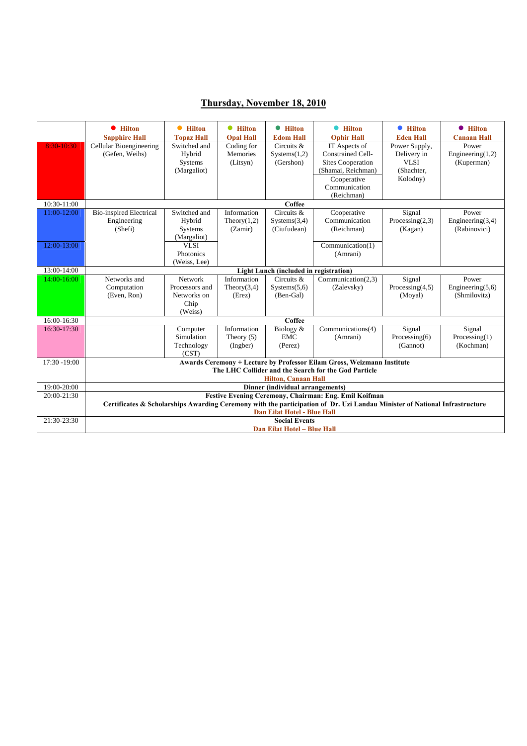# Thursday, November 18, 2010

| | Hilton Sapphire Hall | Hilton Topaz Hall | Hilton Opal Hall | Hilton Edom Hall | Hilton Ophir Hall | Hilton Eden Hall | Hilton Canaan Hall |
|---|---|---|---|---|---|---|---|
| 8:30-10:30 | Cellular Bioengineering (Gefen, Weihs) | Switched and Hybrid Systems (Margaliot) | Coding for Memories (Litsyn) | Circuits & Systems(1,2) (Gershon) | IT Aspects of Constrained Cell-Sites Cooperation (Shamai, Reichman) / Cooperative Communication (Reichman) | Power Supply, Delivery in VLSI (Shachter, Kolodny) | Power Engineering(1,2) (Kuperman) |
| 10:30-11:00 | **Coffee** | | | | | | |
| 11:00-12:00 | Bio-inspired Electrical Engineering (Shefi) | Switched and Hybrid Systems (Margaliot) | Information Theory(1,2) (Zamir) | Circuits & Systems(3,4) (Ciufudean) | Cooperative Communication (Reichman) | Signal Processing(2,3) (Kagan) | Power Engineering(3,4) (Rabinovici) |
| 12:00-13:00 | | VLSI Photonics (Weiss, Lee) | | | Communication(1) (Amrani) | | |
| 13:00-14:00 | **Light Lunch (included in registration)** | | | | | | |
| 14:00-16:00 | Networks and Computation (Even, Ron) | Network Processors and Networks on Chip (Weiss) | Information Theory(3,4) (Erez) | Circuits & Systems(5,6) (Ben-Gal) | Communication(2,3) (Zalevsky) | Signal Processing(4,5) (Moyal) | Power Engineering(5,6) (Shmilovitz) |
| 16:00-16:30 | **Coffee** | | | | | | |
| 16:30-17:30 | | Computer Simulation Technology (CST) | Information Theory (5) (Ingber) | Biology & EMC (Perez) | Communications(4) (Amrani) | Signal Processing(6) (Gannot) | Signal Processing(1) (Kochman) |
| 17:30 -19:00 | **Awards Ceremony + Lecture by Professor Eilam Gross, Weizmann Institute** **The LHC Collider and the Search for the God Particle** **Hilton, Canaan Hall** | | | | | | |
| 19:00-20:00 | **Dinner (individual arrangements)** | | | | | | |
| 20:00-21:30 | **Festive Evening Ceremony, Chairman: Eng. Emil Koifman** **Certificates & Scholarships Awarding Ceremony with the participation of Dr. Uzi Landau Minister of National Infrastructure** **Dan Eilat Hotel - Blue Hall** | | | | | | |
| 21:30-23:30 | **Social Events** **Dan Eilat Hotel – Blue Hall** | | | | | | |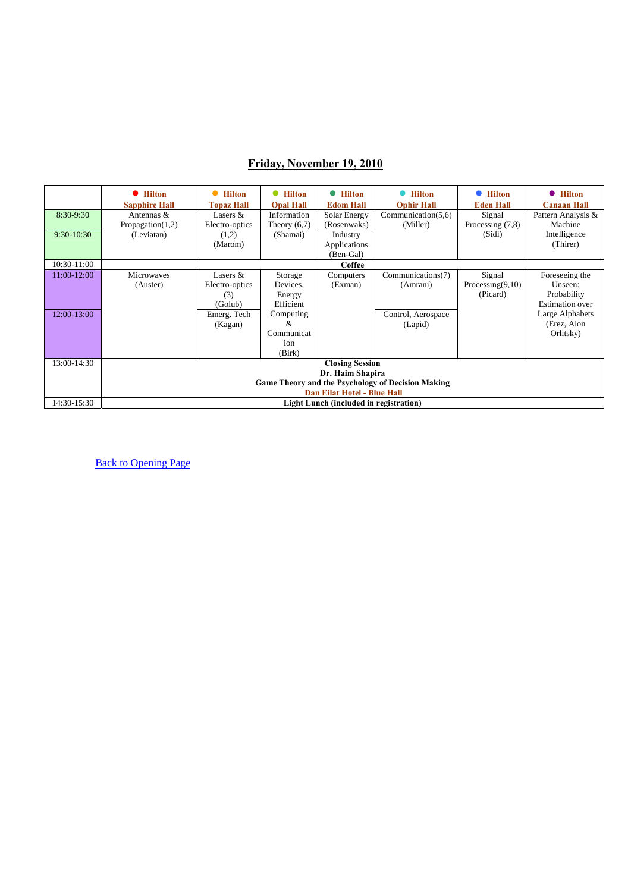## Friday, November 19, 2010

| | Hilton Sapphire Hall | Hilton Topaz Hall | Hilton Opal Hall | Hilton Edom Hall | Hilton Ophir Hall | Hilton Eden Hall | Hilton Canaan Hall |
|---|---|---|---|---|---|---|---|
| 8:30-9:30 | Antennas & Propagation(1,2) (Leviatan) | Lasers & Electro-optics (1,2) (Marom) | Information Theory (6,7) (Shamai) | Solar Energy (Rosenwaks) | Communication(5,6) (Miller) | Signal Processing (7,8) (Sidi) | Pattern Analysis & Machine Intelligence (Thirer) |
| 9:30-10:30 | | | | Industry Applications (Ben-Gal) | | | |
| 10:30-11:00 | **Coffee** | | | | | | |
| 11:00-12:00 | Microwaves (Auster) | Lasers & Electro-optics (3) (Golub) | Storage Devices, Energy Efficient Computing & Communication (Birk) | Computers (Exman) | Communications(7) (Amrani) | Signal Processing(9,10) (Picard) | Foreseeing the Unseen: Probability Estimation over Large Alphabets (Erez, Alon Orlitsky) |
| 12:00-13:00 | | Emerg. Tech (Kagan) | | | Control, Aerospace (Lapid) | | |
| 13:00-14:30 | **Closing Session** **Dr. Haim Shapira** **Game Theory and the Psychology of Decision Making** **Dan Eilat Hotel - Blue Hall** | | | | | | |
| 14:30-15:30 | **Light Lunch (included in registration)** | | | | | | |

Back to Opening Page